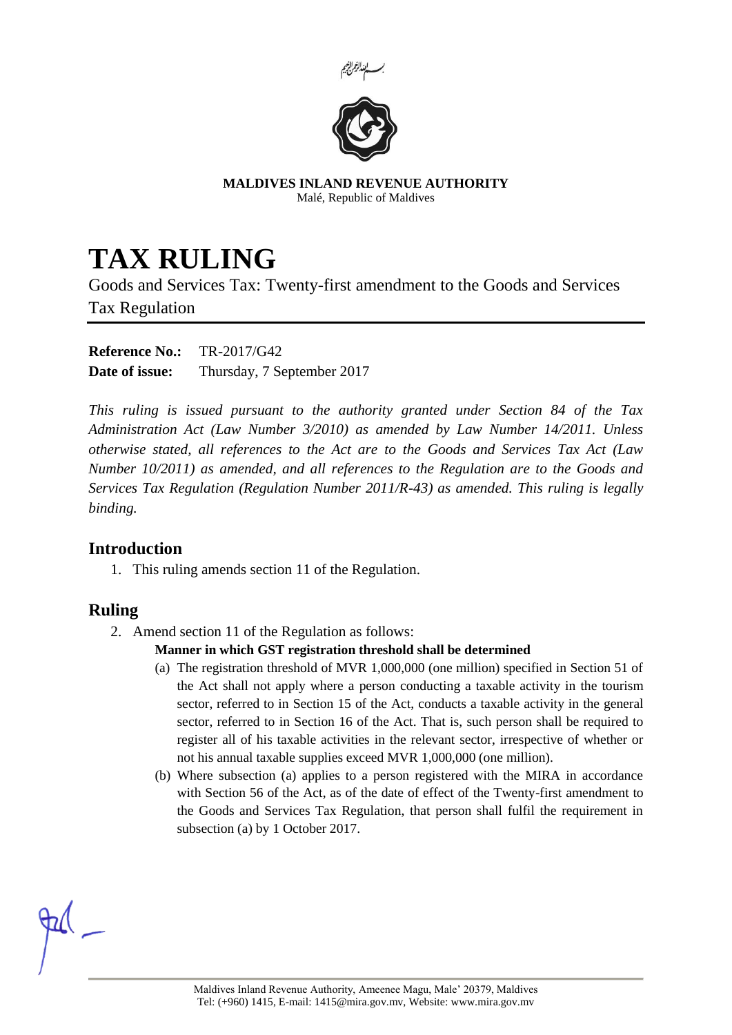بسم الله الرحمن الرحيم

**MALDIVES INLAND REVENUE AUTHORITY**
Malé, Republic of Maldives

# TAX RULING

Goods and Services Tax: Twenty-first amendment to the Goods and Services Tax Regulation

**Reference No.:** TR-2017/G42
**Date of issue:** Thursday, 7 September 2017

*This ruling is issued pursuant to the authority granted under Section 84 of the Tax Administration Act (Law Number 3/2010) as amended by Law Number 14/2011. Unless otherwise stated, all references to the Act are to the Goods and Services Tax Act (Law Number 10/2011) as amended, and all references to the Regulation are to the Goods and Services Tax Regulation (Regulation Number 2011/R-43) as amended. This ruling is legally binding.*

## Introduction

1. This ruling amends section 11 of the Regulation.

## Ruling

2. Amend section 11 of the Regulation as follows:

   **Manner in which GST registration threshold shall be determined**

   (a) The registration threshold of MVR 1,000,000 (one million) specified in Section 51 of the Act shall not apply where a person conducting a taxable activity in the tourism sector, referred to in Section 15 of the Act, conducts a taxable activity in the general sector, referred to in Section 16 of the Act. That is, such person shall be required to register all of his taxable activities in the relevant sector, irrespective of whether or not his annual taxable supplies exceed MVR 1,000,000 (one million).

   (b) Where subsection (a) applies to a person registered with the MIRA in accordance with Section 56 of the Act, as of the date of effect of the Twenty-first amendment to the Goods and Services Tax Regulation, that person shall fulfil the requirement in subsection (a) by 1 October 2017.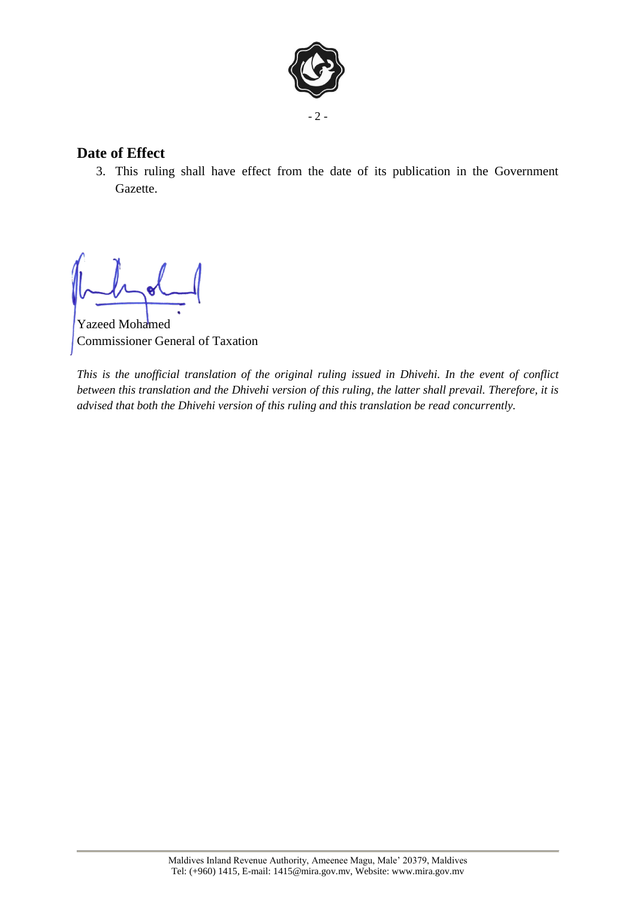## Date of Effect

3. This ruling shall have effect from the date of its publication in the Government Gazette.

Yazeed Mohamed
Commissioner General of Taxation

*This is the unofficial translation of the original ruling issued in Dhivehi. In the event of conflict between this translation and the Dhivehi version of this ruling, the latter shall prevail. Therefore, it is advised that both the Dhivehi version of this ruling and this translation be read concurrently.*